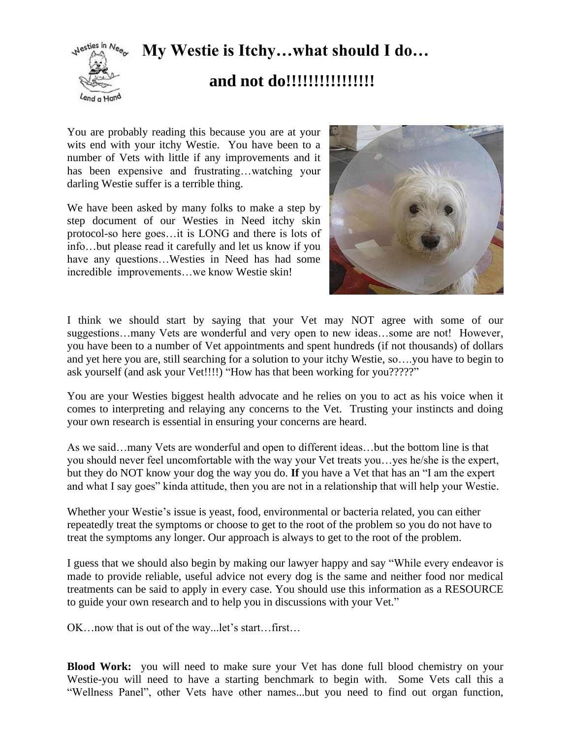# My Westie is Itchy…what should I do… and not do!!!!!!!!!!!!!!!

You are probably reading this because you are at your wits end with your itchy Westie. You have been to a number of Vets with little if any improvements and it has been expensive and frustrating…watching your darling Westie suffer is a terrible thing.

We have been asked by many folks to make a step by step document of our Westies in Need itchy skin protocol-so here goes…it is LONG and there is lots of info…but please read it carefully and let us know if you have any questions…Westies in Need has had some incredible improvements…we know Westie skin!

I think we should start by saying that your Vet may NOT agree with some of our suggestions…many Vets are wonderful and very open to new ideas…some are not! However, you have been to a number of Vet appointments and spent hundreds (if not thousands) of dollars and yet here you are, still searching for a solution to your itchy Westie, so….you have to begin to ask yourself (and ask your Vet!!!!) "How has that been working for you?????"

You are your Westies biggest health advocate and he relies on you to act as his voice when it comes to interpreting and relaying any concerns to the Vet. Trusting your instincts and doing your own research is essential in ensuring your concerns are heard.

As we said…many Vets are wonderful and open to different ideas…but the bottom line is that you should never feel uncomfortable with the way your Vet treats you…yes he/she is the expert, but they do NOT know your dog the way you do. **If** you have a Vet that has an "I am the expert and what I say goes" kinda attitude, then you are not in a relationship that will help your Westie.

Whether your Westie's issue is yeast, food, environmental or bacteria related, you can either repeatedly treat the symptoms or choose to get to the root of the problem so you do not have to treat the symptoms any longer. Our approach is always to get to the root of the problem.

I guess that we should also begin by making our lawyer happy and say "While every endeavor is made to provide reliable, useful advice not every dog is the same and neither food nor medical treatments can be said to apply in every case. You should use this information as a RESOURCE to guide your own research and to help you in discussions with your Vet."

OK…now that is out of the way...let's start…first…

**Blood Work:** you will need to make sure your Vet has done full blood chemistry on your Westie-you will need to have a starting benchmark to begin with. Some Vets call this a "Wellness Panel", other Vets have other names...but you need to find out organ function,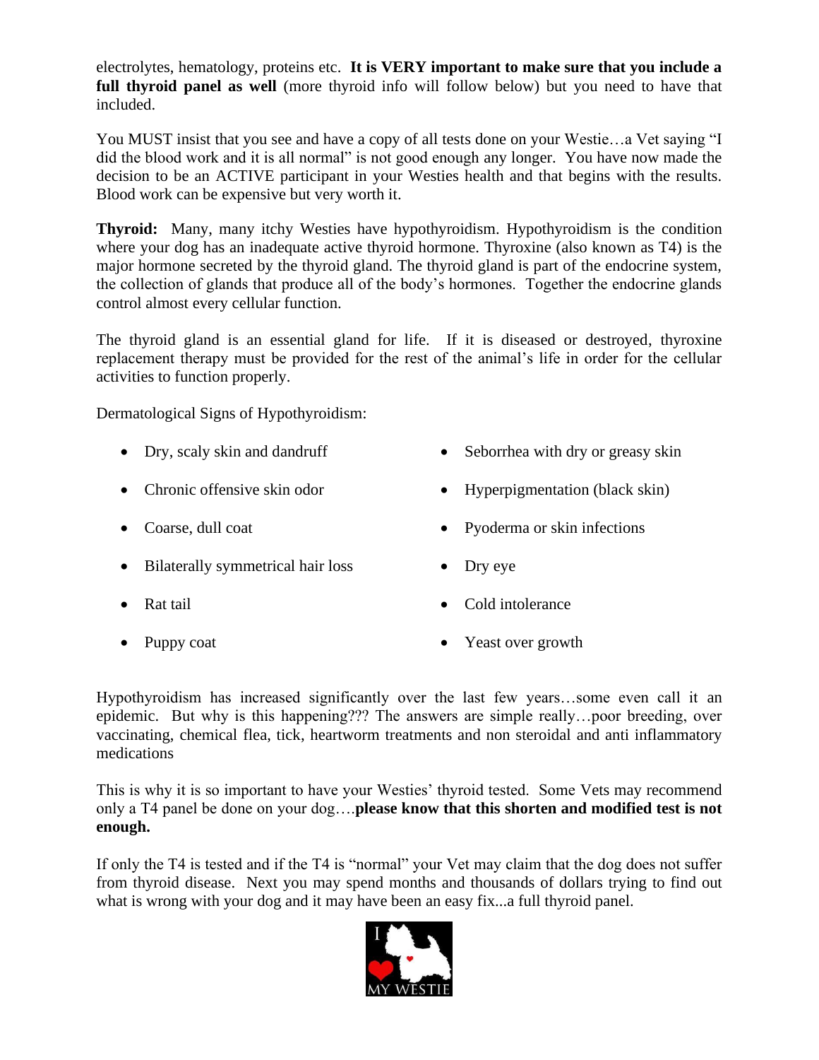electrolytes, hematology, proteins etc. **It is VERY important to make sure that you include a full thyroid panel as well** (more thyroid info will follow below) but you need to have that included.

You MUST insist that you see and have a copy of all tests done on your Westie…a Vet saying "I did the blood work and it is all normal" is not good enough any longer. You have now made the decision to be an ACTIVE participant in your Westies health and that begins with the results. Blood work can be expensive but very worth it.

**Thyroid:** Many, many itchy Westies have hypothyroidism. Hypothyroidism is the condition where your dog has an inadequate active thyroid hormone. Thyroxine (also known as T4) is the major hormone secreted by the thyroid gland. The thyroid gland is part of the endocrine system, the collection of glands that produce all of the body's hormones. Together the endocrine glands control almost every cellular function.

The thyroid gland is an essential gland for life. If it is diseased or destroyed, thyroxine replacement therapy must be provided for the rest of the animal's life in order for the cellular activities to function properly.

Dermatological Signs of Hypothyroidism:

- Dry, scaly skin and dandruff
- Chronic offensive skin odor
- Coarse, dull coat
- Bilaterally symmetrical hair loss
- Rat tail
- Puppy coat
- Seborrhea with dry or greasy skin
- Hyperpigmentation (black skin)
- Pyoderma or skin infections
- Dry eye
- Cold intolerance
- Yeast over growth

Hypothyroidism has increased significantly over the last few years…some even call it an epidemic. But why is this happening??? The answers are simple really…poor breeding, over vaccinating, chemical flea, tick, heartworm treatments and non steroidal and anti inflammatory medications

This is why it is so important to have your Westies' thyroid tested. Some Vets may recommend only a T4 panel be done on your dog….**please know that this shorten and modified test is not enough.**

If only the T4 is tested and if the T4 is "normal" your Vet may claim that the dog does not suffer from thyroid disease. Next you may spend months and thousands of dollars trying to find out what is wrong with your dog and it may have been an easy fix...a full thyroid panel.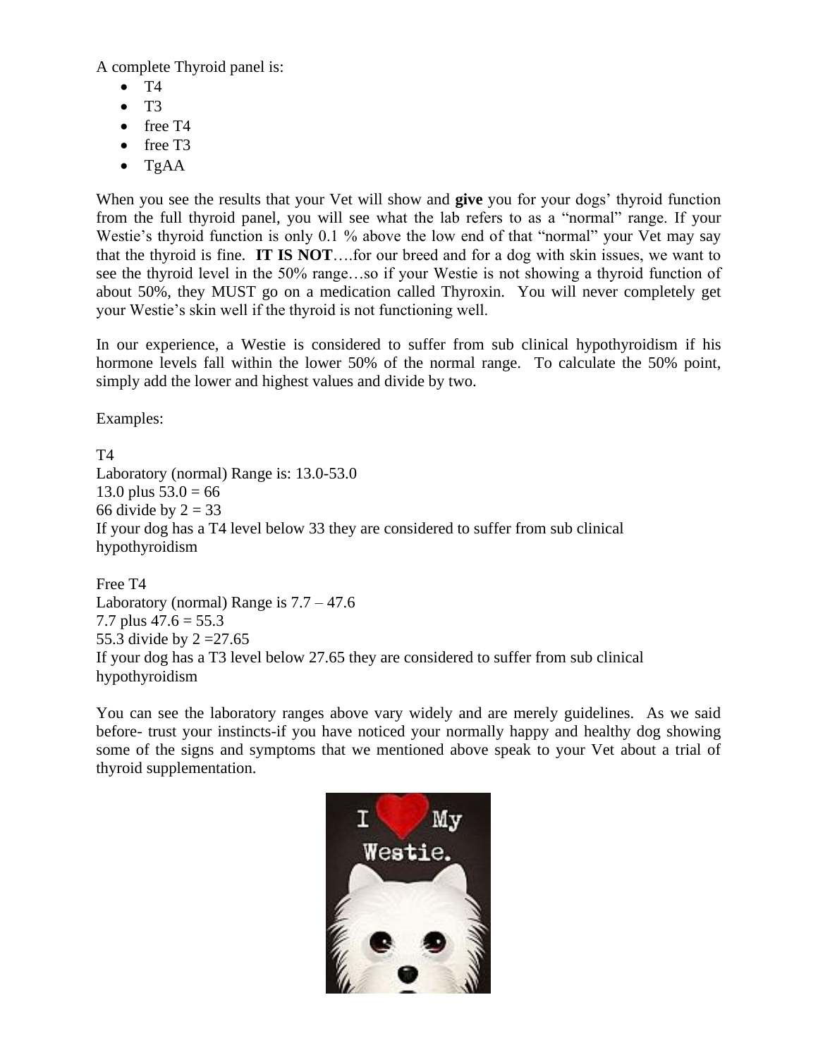A complete Thyroid panel is:

- T4
- T3
- free T4
- free T3
- TgAA

When you see the results that your Vet will show and **give** you for your dogs' thyroid function from the full thyroid panel, you will see what the lab refers to as a "normal" range. If your Westie's thyroid function is only 0.1 % above the low end of that "normal" your Vet may say that the thyroid is fine. **IT IS NOT**….for our breed and for a dog with skin issues, we want to see the thyroid level in the 50% range…so if your Westie is not showing a thyroid function of about 50%, they MUST go on a medication called Thyroxin. You will never completely get your Westie's skin well if the thyroid is not functioning well.

In our experience, a Westie is considered to suffer from sub clinical hypothyroidism if his hormone levels fall within the lower 50% of the normal range. To calculate the 50% point, simply add the lower and highest values and divide by two.

Examples:

T4
Laboratory (normal) Range is: 13.0-53.0
13.0 plus 53.0 = 66
66 divide by 2 = 33
If your dog has a T4 level below 33 they are considered to suffer from sub clinical hypothyroidism

Free T4
Laboratory (normal) Range is 7.7 – 47.6
7.7 plus 47.6 = 55.3
55.3 divide by 2 =27.65
If your dog has a T3 level below 27.65 they are considered to suffer from sub clinical hypothyroidism

You can see the laboratory ranges above vary widely and are merely guidelines. As we said before- trust your instincts-if you have noticed your normally happy and healthy dog showing some of the signs and symptoms that we mentioned above speak to your Vet about a trial of thyroid supplementation.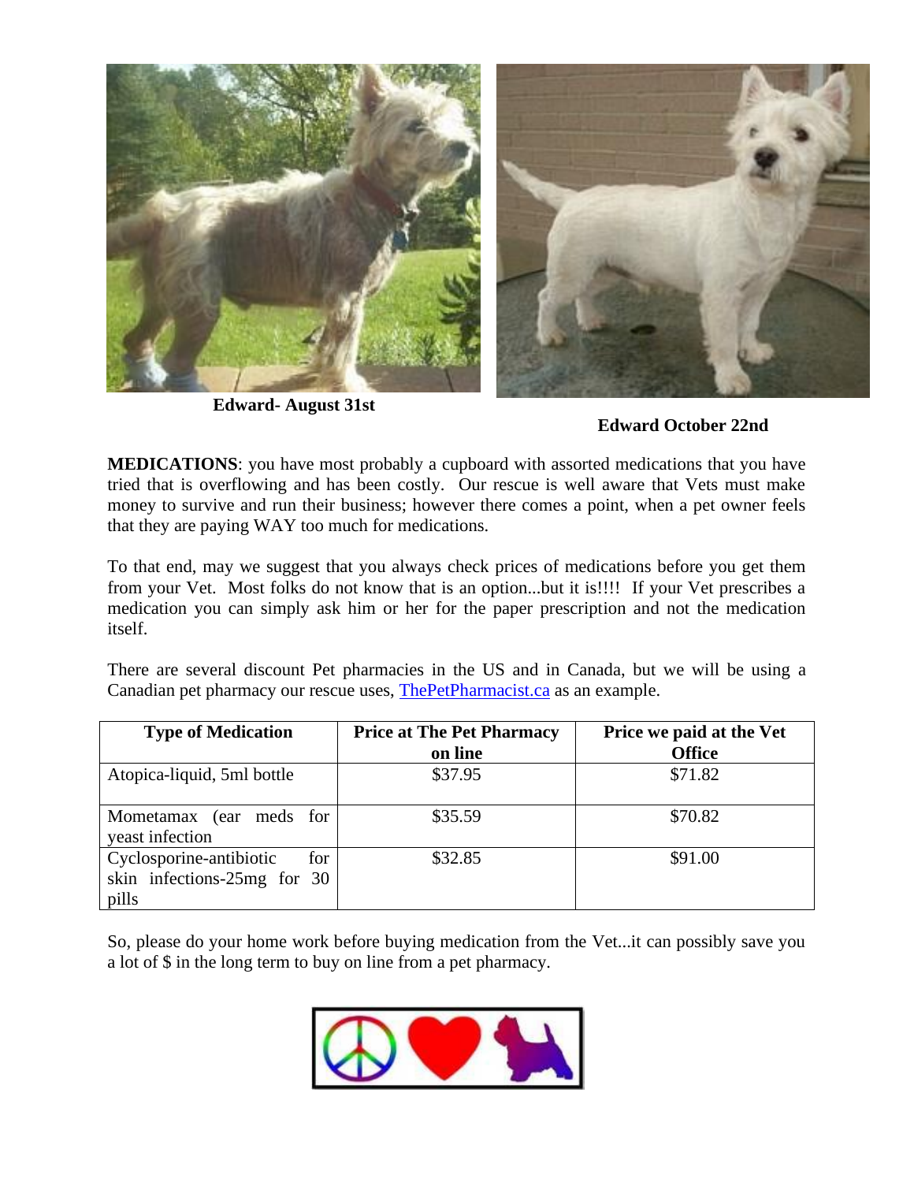Edward- August 31st

Edward October 22nd

**MEDICATIONS**: you have most probably a cupboard with assorted medications that you have tried that is overflowing and has been costly. Our rescue is well aware that Vets must make money to survive and run their business; however there comes a point, when a pet owner feels that they are paying WAY too much for medications.

To that end, may we suggest that you always check prices of medications before you get them from your Vet. Most folks do not know that is an option...but it is!!!! If your Vet prescribes a medication you can simply ask him or her for the paper prescription and not the medication itself.

There are several discount Pet pharmacies in the US and in Canada, but we will be using a Canadian pet pharmacy our rescue uses, ThePetPharmacist.ca as an example.

| Type of Medication | Price at The Pet Pharmacy on line | Price we paid at the Vet Office |
|---|---|---|
| Atopica-liquid, 5ml bottle | $37.95 | $71.82 |
| Mometamax (ear meds for yeast infection | $35.59 | $70.82 |
| Cyclosporine-antibiotic for skin infections-25mg for 30 pills | $32.85 | $91.00 |

So, please do your home work before buying medication from the Vet...it can possibly save you a lot of $ in the long term to buy on line from a pet pharmacy.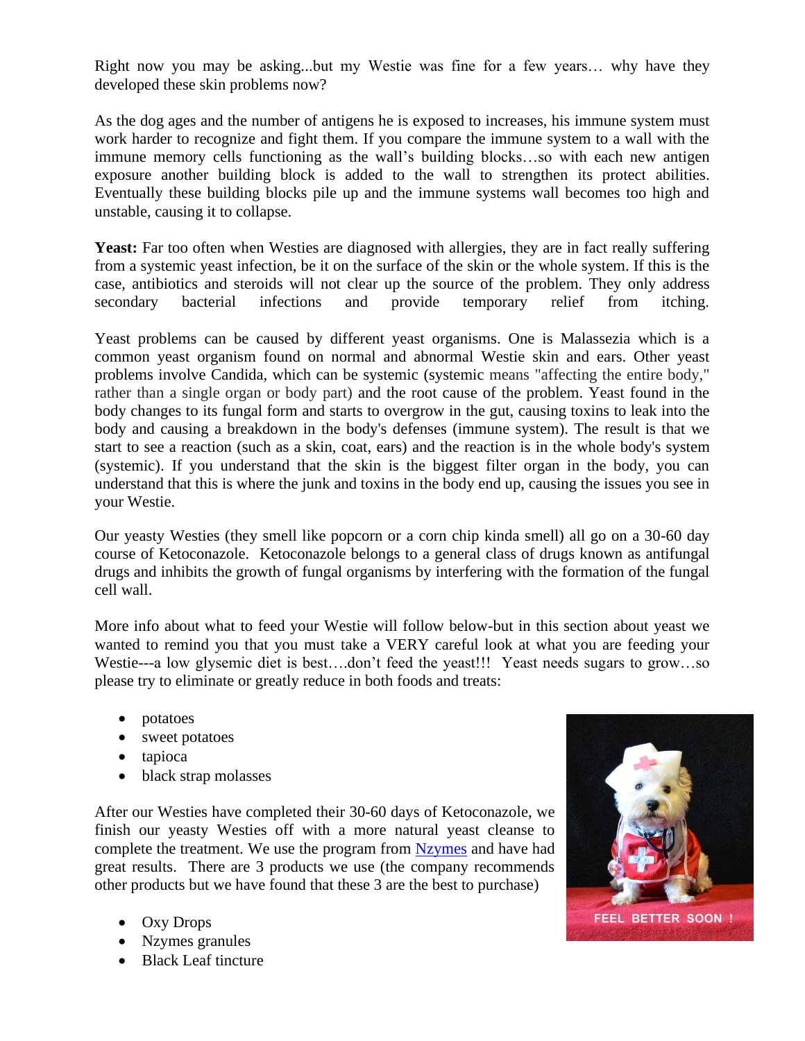Right now you may be asking...but my Westie was fine for a few years… why have they developed these skin problems now?

As the dog ages and the number of antigens he is exposed to increases, his immune system must work harder to recognize and fight them. If you compare the immune system to a wall with the immune memory cells functioning as the wall's building blocks…so with each new antigen exposure another building block is added to the wall to strengthen its protect abilities. Eventually these building blocks pile up and the immune systems wall becomes too high and unstable, causing it to collapse.

**Yeast:** Far too often when Westies are diagnosed with allergies, they are in fact really suffering from a systemic yeast infection, be it on the surface of the skin or the whole system. If this is the case, antibiotics and steroids will not clear up the source of the problem. They only address secondary bacterial infections and provide temporary relief from itching.

Yeast problems can be caused by different yeast organisms. One is Malassezia which is a common yeast organism found on normal and abnormal Westie skin and ears. Other yeast problems involve Candida, which can be systemic (systemic means "affecting the entire body," rather than a single organ or body part) and the root cause of the problem. Yeast found in the body changes to its fungal form and starts to overgrow in the gut, causing toxins to leak into the body and causing a breakdown in the body's defenses (immune system). The result is that we start to see a reaction (such as a skin, coat, ears) and the reaction is in the whole body's system (systemic). If you understand that the skin is the biggest filter organ in the body, you can understand that this is where the junk and toxins in the body end up, causing the issues you see in your Westie.

Our yeasty Westies (they smell like popcorn or a corn chip kinda smell) all go on a 30-60 day course of Ketoconazole. Ketoconazole belongs to a general class of drugs known as antifungal drugs and inhibits the growth of fungal organisms by interfering with the formation of the fungal cell wall.

More info about what to feed your Westie will follow below-but in this section about yeast we wanted to remind you that you must take a VERY careful look at what you are feeding your Westie---a low glysemic diet is best….don't feed the yeast!!! Yeast needs sugars to grow…so please try to eliminate or greatly reduce in both foods and treats:

- potatoes
- sweet potatoes
- tapioca
- black strap molasses

After our Westies have completed their 30-60 days of Ketoconazole, we finish our yeasty Westies off with a more natural yeast cleanse to complete the treatment. We use the program from Nzymes and have had great results. There are 3 products we use (the company recommends other products but we have found that these 3 are the best to purchase)

- Oxy Drops
- Nzymes granules
- Black Leaf tincture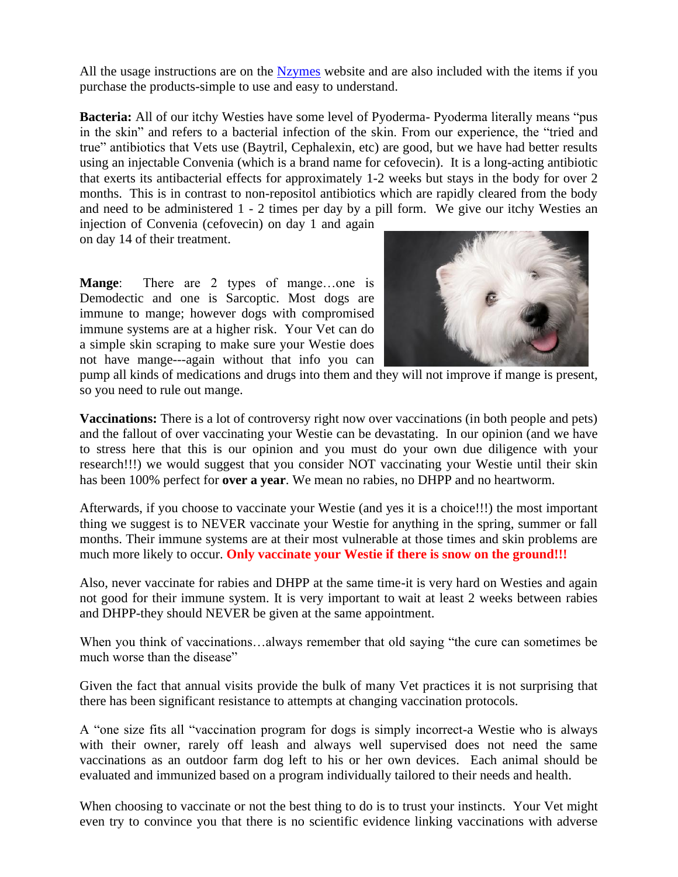All the usage instructions are on the [Nzymes](Nzymes) website and are also included with the items if you purchase the products-simple to use and easy to understand.

**Bacteria:** All of our itchy Westies have some level of Pyoderma- Pyoderma literally means "pus in the skin" and refers to a bacterial infection of the skin. From our experience, the "tried and true" antibiotics that Vets use (Baytril, Cephalexin, etc) are good, but we have had better results using an injectable Convenia (which is a brand name for cefovecin). It is a long-acting antibiotic that exerts its antibacterial effects for approximately 1-2 weeks but stays in the body for over 2 months. This is in contrast to non-repositol antibiotics which are rapidly cleared from the body and need to be administered 1 - 2 times per day by a pill form. We give our itchy Westies an injection of Convenia (cefovecin) on day 1 and again on day 14 of their treatment.

**Mange**: There are 2 types of mange…one is Demodectic and one is Sarcoptic. Most dogs are immune to mange; however dogs with compromised immune systems are at a higher risk. Your Vet can do a simple skin scraping to make sure your Westie does not have mange---again without that info you can pump all kinds of medications and drugs into them and they will not improve if mange is present, so you need to rule out mange.

**Vaccinations:** There is a lot of controversy right now over vaccinations (in both people and pets) and the fallout of over vaccinating your Westie can be devastating. In our opinion (and we have to stress here that this is our opinion and you must do your own due diligence with your research!!!) we would suggest that you consider NOT vaccinating your Westie until their skin has been 100% perfect for **over a year**. We mean no rabies, no DHPP and no heartworm.

Afterwards, if you choose to vaccinate your Westie (and yes it is a choice!!!) the most important thing we suggest is to NEVER vaccinate your Westie for anything in the spring, summer or fall months. Their immune systems are at their most vulnerable at those times and skin problems are much more likely to occur. **Only vaccinate your Westie if there is snow on the ground!!!**

Also, never vaccinate for rabies and DHPP at the same time-it is very hard on Westies and again not good for their immune system. It is very important to wait at least 2 weeks between rabies and DHPP-they should NEVER be given at the same appointment.

When you think of vaccinations…always remember that old saying "the cure can sometimes be much worse than the disease"

Given the fact that annual visits provide the bulk of many Vet practices it is not surprising that there has been significant resistance to attempts at changing vaccination protocols.

A "one size fits all "vaccination program for dogs is simply incorrect-a Westie who is always with their owner, rarely off leash and always well supervised does not need the same vaccinations as an outdoor farm dog left to his or her own devices. Each animal should be evaluated and immunized based on a program individually tailored to their needs and health.

When choosing to vaccinate or not the best thing to do is to trust your instincts. Your Vet might even try to convince you that there is no scientific evidence linking vaccinations with adverse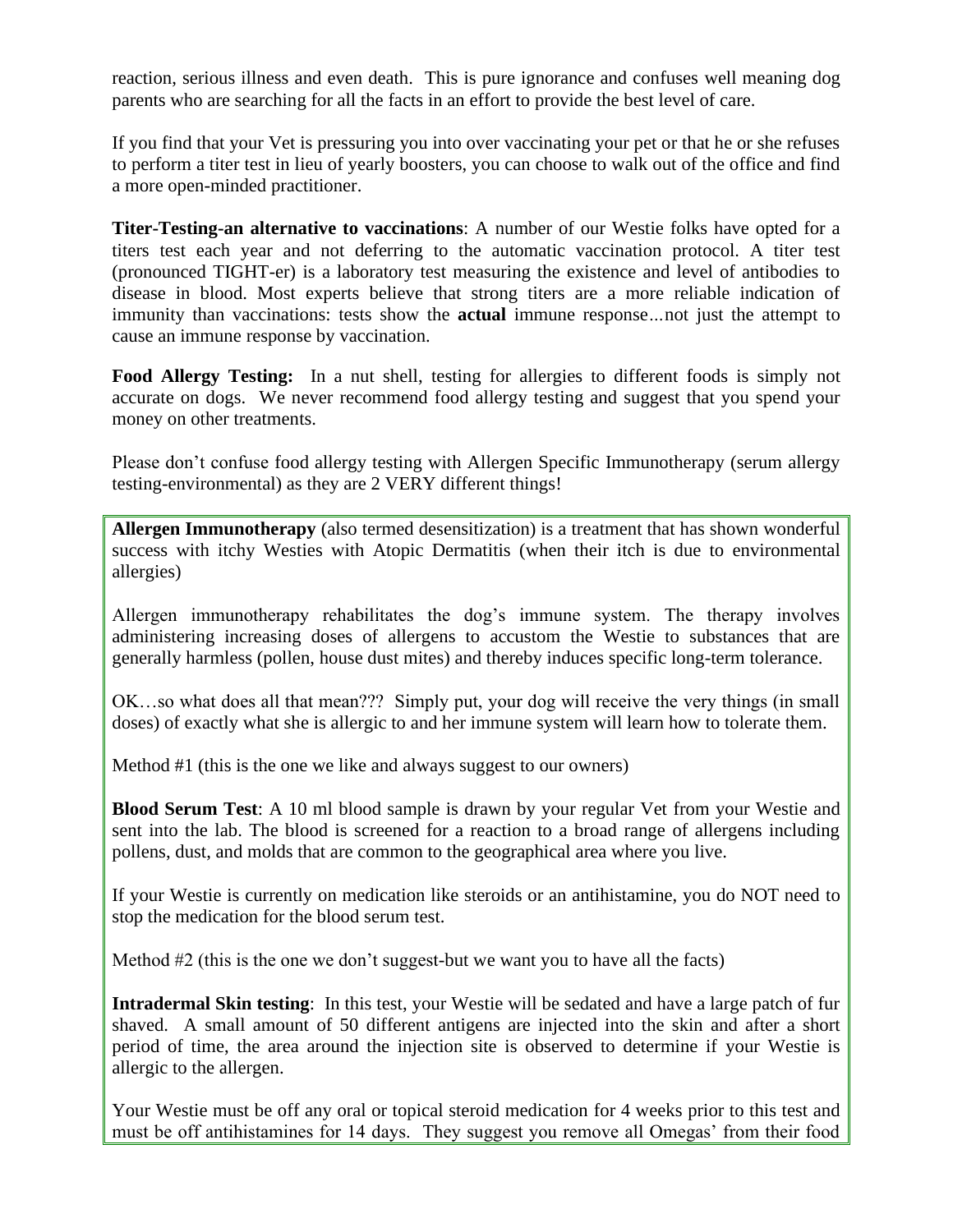reaction, serious illness and even death. This is pure ignorance and confuses well meaning dog parents who are searching for all the facts in an effort to provide the best level of care.

If you find that your Vet is pressuring you into over vaccinating your pet or that he or she refuses to perform a titer test in lieu of yearly boosters, you can choose to walk out of the office and find a more open-minded practitioner.

**Titer-Testing-an alternative to vaccinations**: A number of our Westie folks have opted for a titers test each year and not deferring to the automatic vaccination protocol. A titer test (pronounced TIGHT-er) is a laboratory test measuring the existence and level of antibodies to disease in blood. Most experts believe that strong titers are a more reliable indication of immunity than vaccinations: tests show the **actual** immune response...not just the attempt to cause an immune response by vaccination.

**Food Allergy Testing:** In a nut shell, testing for allergies to different foods is simply not accurate on dogs. We never recommend food allergy testing and suggest that you spend your money on other treatments.

Please don't confuse food allergy testing with Allergen Specific Immunotherapy (serum allergy testing-environmental) as they are 2 VERY different things!

**Allergen Immunotherapy** (also termed desensitization) is a treatment that has shown wonderful success with itchy Westies with Atopic Dermatitis (when their itch is due to environmental allergies)

Allergen immunotherapy rehabilitates the dog's immune system. The therapy involves administering increasing doses of allergens to accustom the Westie to substances that are generally harmless (pollen, house dust mites) and thereby induces specific long-term tolerance.

OK…so what does all that mean??? Simply put, your dog will receive the very things (in small doses) of exactly what she is allergic to and her immune system will learn how to tolerate them.

Method #1 (this is the one we like and always suggest to our owners)

**Blood Serum Test**: A 10 ml blood sample is drawn by your regular Vet from your Westie and sent into the lab. The blood is screened for a reaction to a broad range of allergens including pollens, dust, and molds that are common to the geographical area where you live.

If your Westie is currently on medication like steroids or an antihistamine, you do NOT need to stop the medication for the blood serum test.

Method #2 (this is the one we don't suggest-but we want you to have all the facts)

**Intradermal Skin testing**: In this test, your Westie will be sedated and have a large patch of fur shaved. A small amount of 50 different antigens are injected into the skin and after a short period of time, the area around the injection site is observed to determine if your Westie is allergic to the allergen.

Your Westie must be off any oral or topical steroid medication for 4 weeks prior to this test and must be off antihistamines for 14 days. They suggest you remove all Omegas' from their food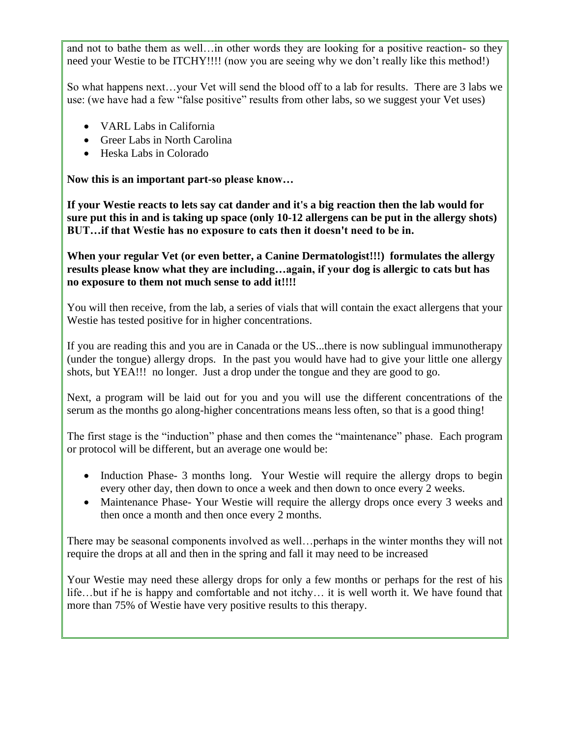and not to bathe them as well…in other words they are looking for a positive reaction- so they need your Westie to be ITCHY!!!! (now you are seeing why we don't really like this method!)

So what happens next…your Vet will send the blood off to a lab for results. There are 3 labs we use: (we have had a few "false positive" results from other labs, so we suggest your Vet uses)

- VARL Labs in California
- Greer Labs in North Carolina
- Heska Labs in Colorado

**Now this is an important part-so please know…**

**If your Westie reacts to lets say cat dander and it's a big reaction then the lab would for sure put this in and is taking up space (only 10-12 allergens can be put in the allergy shots) BUT…if that Westie has no exposure to cats then it doesn't need to be in.**

**When your regular Vet (or even better, a Canine Dermatologist!!!) formulates the allergy results please know what they are including…again, if your dog is allergic to cats but has no exposure to them not much sense to add it!!!!**

You will then receive, from the lab, a series of vials that will contain the exact allergens that your Westie has tested positive for in higher concentrations.

If you are reading this and you are in Canada or the US...there is now sublingual immunotherapy (under the tongue) allergy drops. In the past you would have had to give your little one allergy shots, but YEA!!! no longer. Just a drop under the tongue and they are good to go.

Next, a program will be laid out for you and you will use the different concentrations of the serum as the months go along-higher concentrations means less often, so that is a good thing!

The first stage is the "induction" phase and then comes the "maintenance" phase. Each program or protocol will be different, but an average one would be:

- Induction Phase- 3 months long. Your Westie will require the allergy drops to begin every other day, then down to once a week and then down to once every 2 weeks.
- Maintenance Phase- Your Westie will require the allergy drops once every 3 weeks and then once a month and then once every 2 months.

There may be seasonal components involved as well…perhaps in the winter months they will not require the drops at all and then in the spring and fall it may need to be increased

Your Westie may need these allergy drops for only a few months or perhaps for the rest of his life…but if he is happy and comfortable and not itchy… it is well worth it. We have found that more than 75% of Westie have very positive results to this therapy.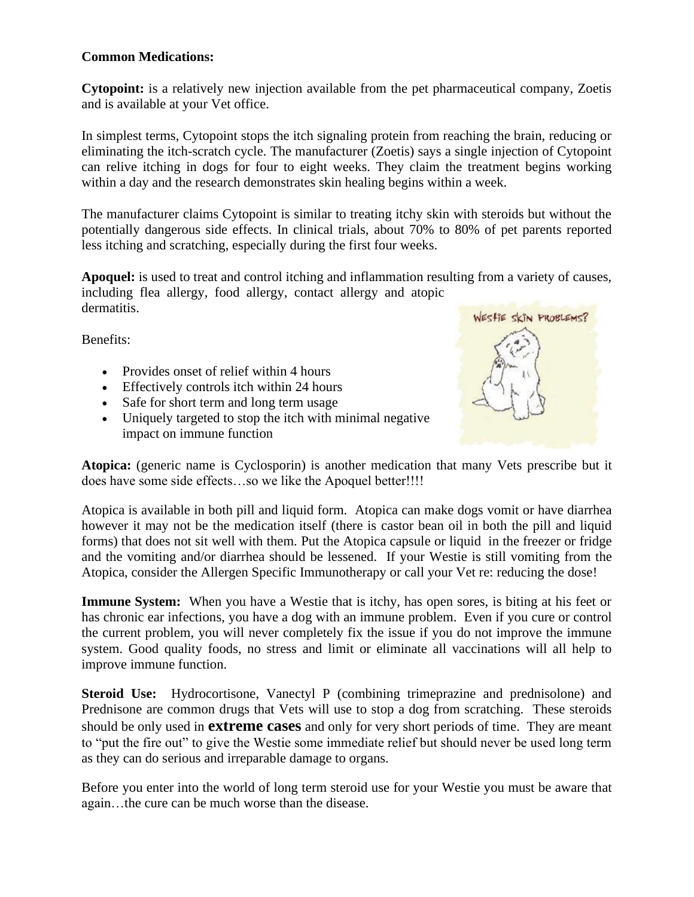**Common Medications:**

**Cytopoint:** is a relatively new injection available from the pet pharmaceutical company, Zoetis and is available at your Vet office.

In simplest terms, Cytopoint stops the itch signaling protein from reaching the brain, reducing or eliminating the itch-scratch cycle. The manufacturer (Zoetis) says a single injection of Cytopoint can relive itching in dogs for four to eight weeks. They claim the treatment begins working within a day and the research demonstrates skin healing begins within a week.

The manufacturer claims Cytopoint is similar to treating itchy skin with steroids but without the potentially dangerous side effects. In clinical trials, about 70% to 80% of pet parents reported less itching and scratching, especially during the first four weeks.

**Apoquel:** is used to treat and control itching and inflammation resulting from a variety of causes, including flea allergy, food allergy, contact allergy and atopic dermatitis.

Benefits:

- Provides onset of relief within 4 hours
- Effectively controls itch within 24 hours
- Safe for short term and long term usage
- Uniquely targeted to stop the itch with minimal negative impact on immune function

**Atopica:** (generic name is Cyclosporin) is another medication that many Vets prescribe but it does have some side effects…so we like the Apoquel better!!!!

Atopica is available in both pill and liquid form. Atopica can make dogs vomit or have diarrhea however it may not be the medication itself (there is castor bean oil in both the pill and liquid forms) that does not sit well with them. Put the Atopica capsule or liquid in the freezer or fridge and the vomiting and/or diarrhea should be lessened. If your Westie is still vomiting from the Atopica, consider the Allergen Specific Immunotherapy or call your Vet re: reducing the dose!

**Immune System:** When you have a Westie that is itchy, has open sores, is biting at his feet or has chronic ear infections, you have a dog with an immune problem. Even if you cure or control the current problem, you will never completely fix the issue if you do not improve the immune system. Good quality foods, no stress and limit or eliminate all vaccinations will all help to improve immune function.

**Steroid Use:** Hydrocortisone, Vanectyl P (combining trimeprazine and prednisolone) and Prednisone are common drugs that Vets will use to stop a dog from scratching. These steroids should be only used in **extreme cases** and only for very short periods of time. They are meant to "put the fire out" to give the Westie some immediate relief but should never be used long term as they can do serious and irreparable damage to organs.

Before you enter into the world of long term steroid use for your Westie you must be aware that again…the cure can be much worse than the disease.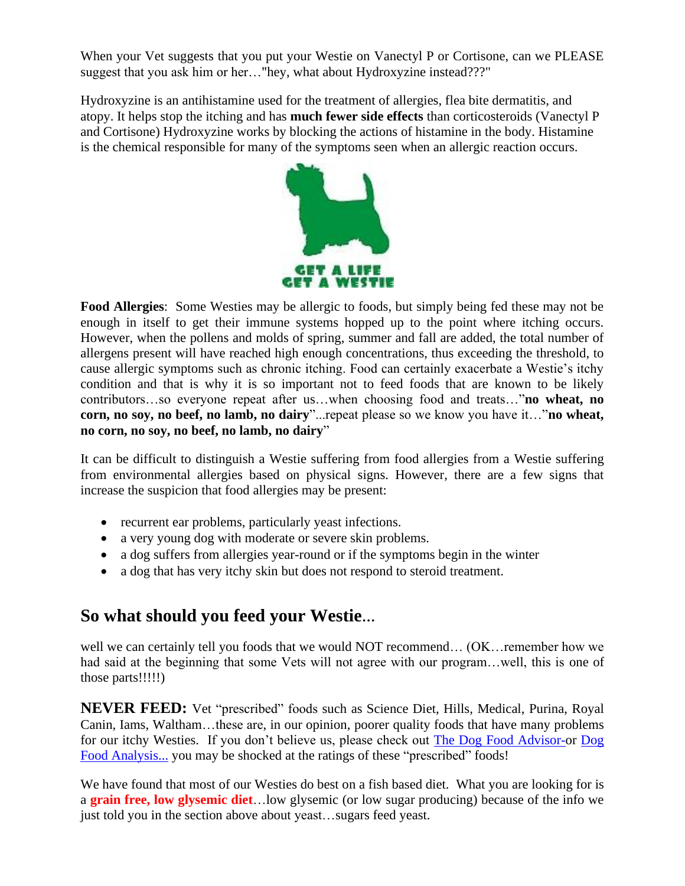When your Vet suggests that you put your Westie on Vanectyl P or Cortisone, can we PLEASE suggest that you ask him or her…"hey, what about Hydroxyzine instead???"

Hydroxyzine is an antihistamine used for the treatment of allergies, flea bite dermatitis, and atopy. It helps stop the itching and has **much fewer side effects** than corticosteroids (Vanectyl P and Cortisone) Hydroxyzine works by blocking the actions of histamine in the body. Histamine is the chemical responsible for many of the symptoms seen when an allergic reaction occurs.

GET A LIFE
GET A WESTIE

**Food Allergies**: Some Westies may be allergic to foods, but simply being fed these may not be enough in itself to get their immune systems hopped up to the point where itching occurs. However, when the pollens and molds of spring, summer and fall are added, the total number of allergens present will have reached high enough concentrations, thus exceeding the threshold, to cause allergic symptoms such as chronic itching. Food can certainly exacerbate a Westie's itchy condition and that is why it is so important not to feed foods that are known to be likely contributors…so everyone repeat after us…when choosing food and treats…"**no wheat, no corn, no soy, no beef, no lamb, no dairy**"...repeat please so we know you have it…"**no wheat, no corn, no soy, no beef, no lamb, no dairy**"

It can be difficult to distinguish a Westie suffering from food allergies from a Westie suffering from environmental allergies based on physical signs. However, there are a few signs that increase the suspicion that food allergies may be present:

- recurrent ear problems, particularly yeast infections.
- a very young dog with moderate or severe skin problems.
- a dog suffers from allergies year-round or if the symptoms begin in the winter
- a dog that has very itchy skin but does not respond to steroid treatment.

## So what should you feed your Westie...

well we can certainly tell you foods that we would NOT recommend… (OK…remember how we had said at the beginning that some Vets will not agree with our program…well, this is one of those parts!!!!!)

**NEVER FEED:** Vet "prescribed" foods such as Science Diet, Hills, Medical, Purina, Royal Canin, Iams, Waltham…these are, in our opinion, poorer quality foods that have many problems for our itchy Westies. If you don't believe us, please check out The Dog Food Advisor-or Dog Food Analysis... you may be shocked at the ratings of these "prescribed" foods!

We have found that most of our Westies do best on a fish based diet. What you are looking for is a **grain free, low glysemic diet**…low glysemic (or low sugar producing) because of the info we just told you in the section above about yeast…sugars feed yeast.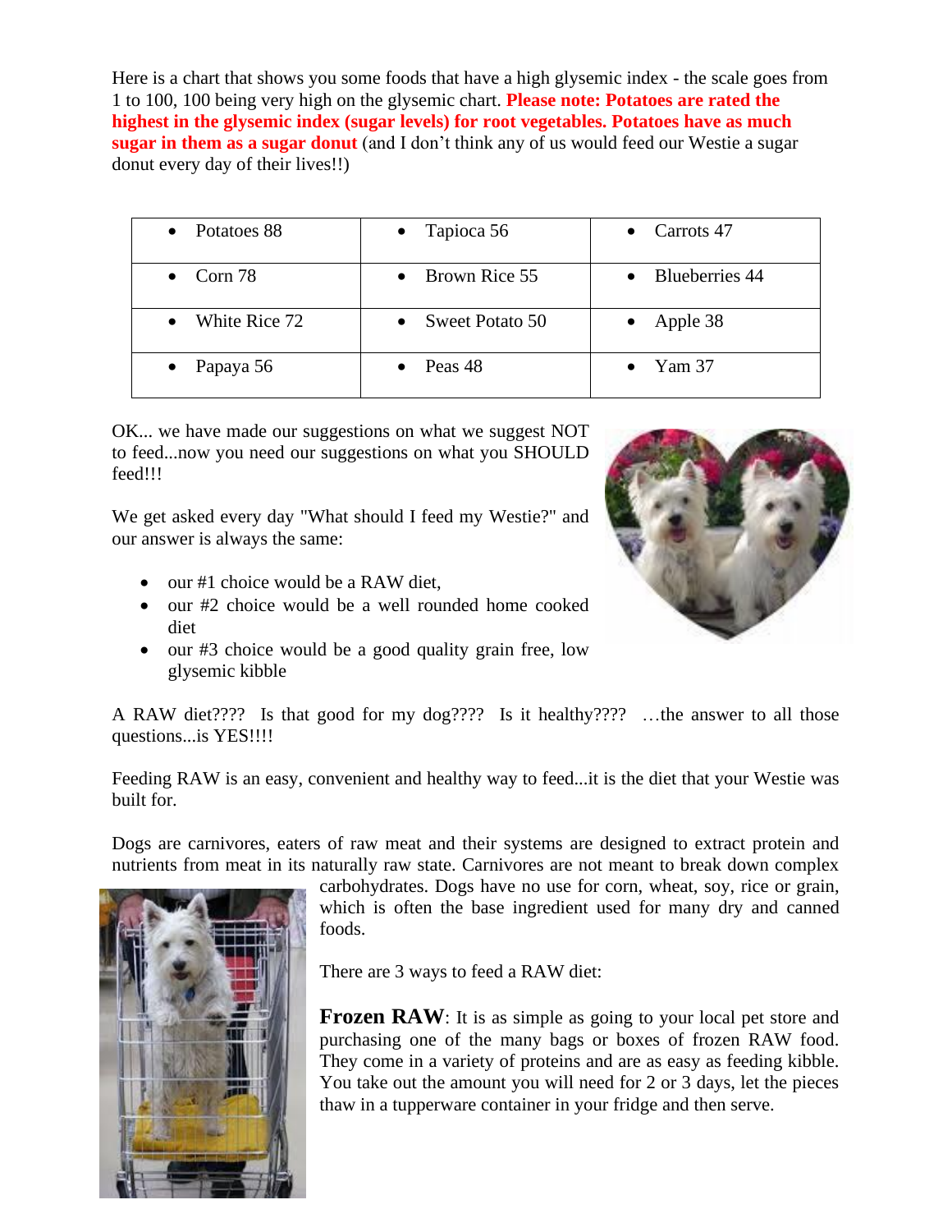Here is a chart that shows you some foods that have a high glysemic index - the scale goes from 1 to 100, 100 being very high on the glysemic chart. **Please note: Potatoes are rated the highest in the glysemic index (sugar levels) for root vegetables. Potatoes have as much sugar in them as a sugar donut** (and I don't think any of us would feed our Westie a sugar donut every day of their lives!!)

| | | |
|---|---|---|
| • Potatoes 88 | • Tapioca 56 | • Carrots 47 |
| • Corn 78 | • Brown Rice 55 | • Blueberries 44 |
| • White Rice 72 | • Sweet Potato 50 | • Apple 38 |
| • Papaya 56 | • Peas 48 | • Yam 37 |

OK... we have made our suggestions on what we suggest NOT to feed...now you need our suggestions on what you SHOULD feed!!!

We get asked every day "What should I feed my Westie?" and our answer is always the same:

- our #1 choice would be a RAW diet,
- our #2 choice would be a well rounded home cooked diet
- our #3 choice would be a good quality grain free, low glysemic kibble

A RAW diet???? Is that good for my dog???? Is it healthy???? …the answer to all those questions...is YES!!!!

Feeding RAW is an easy, convenient and healthy way to feed...it is the diet that your Westie was built for.

Dogs are carnivores, eaters of raw meat and their systems are designed to extract protein and nutrients from meat in its naturally raw state. Carnivores are not meant to break down complex carbohydrates. Dogs have no use for corn, wheat, soy, rice or grain, which is often the base ingredient used for many dry and canned foods.

There are 3 ways to feed a RAW diet:

**Frozen RAW**: It is as simple as going to your local pet store and purchasing one of the many bags or boxes of frozen RAW food. They come in a variety of proteins and are as easy as feeding kibble. You take out the amount you will need for 2 or 3 days, let the pieces thaw in a tupperware container in your fridge and then serve.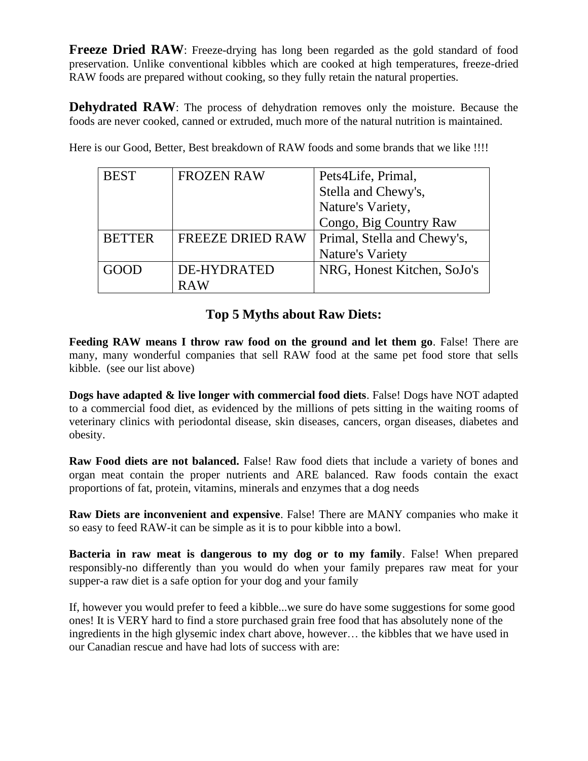**Freeze Dried RAW**: Freeze-drying has long been regarded as the gold standard of food preservation. Unlike conventional kibbles which are cooked at high temperatures, freeze-dried RAW foods are prepared without cooking, so they fully retain the natural properties.

**Dehydrated RAW**: The process of dehydration removes only the moisture. Because the foods are never cooked, canned or extruded, much more of the natural nutrition is maintained.

Here is our Good, Better, Best breakdown of RAW foods and some brands that we like !!!!

| | | |
|---|---|---|
| BEST | FROZEN RAW | Pets4Life, Primal, Stella and Chewy's, Nature's Variety, Congo, Big Country Raw |
| BETTER | FREEZE DRIED RAW | Primal, Stella and Chewy's, Nature's Variety |
| GOOD | DE-HYDRATED RAW | NRG, Honest Kitchen, SoJo's |

## Top 5 Myths about Raw Diets:

**Feeding RAW means I throw raw food on the ground and let them go**. False! There are many, many wonderful companies that sell RAW food at the same pet food store that sells kibble. (see our list above)

**Dogs have adapted & live longer with commercial food diets**. False! Dogs have NOT adapted to a commercial food diet, as evidenced by the millions of pets sitting in the waiting rooms of veterinary clinics with periodontal disease, skin diseases, cancers, organ diseases, diabetes and obesity.

**Raw Food diets are not balanced.** False! Raw food diets that include a variety of bones and organ meat contain the proper nutrients and ARE balanced. Raw foods contain the exact proportions of fat, protein, vitamins, minerals and enzymes that a dog needs

**Raw Diets are inconvenient and expensive**. False! There are MANY companies who make it so easy to feed RAW-it can be simple as it is to pour kibble into a bowl.

**Bacteria in raw meat is dangerous to my dog or to my family**. False! When prepared responsibly-no differently than you would do when your family prepares raw meat for your supper-a raw diet is a safe option for your dog and your family

If, however you would prefer to feed a kibble...we sure do have some suggestions for some good ones! It is VERY hard to find a store purchased grain free food that has absolutely none of the ingredients in the high glysemic index chart above, however… the kibbles that we have used in our Canadian rescue and have had lots of success with are: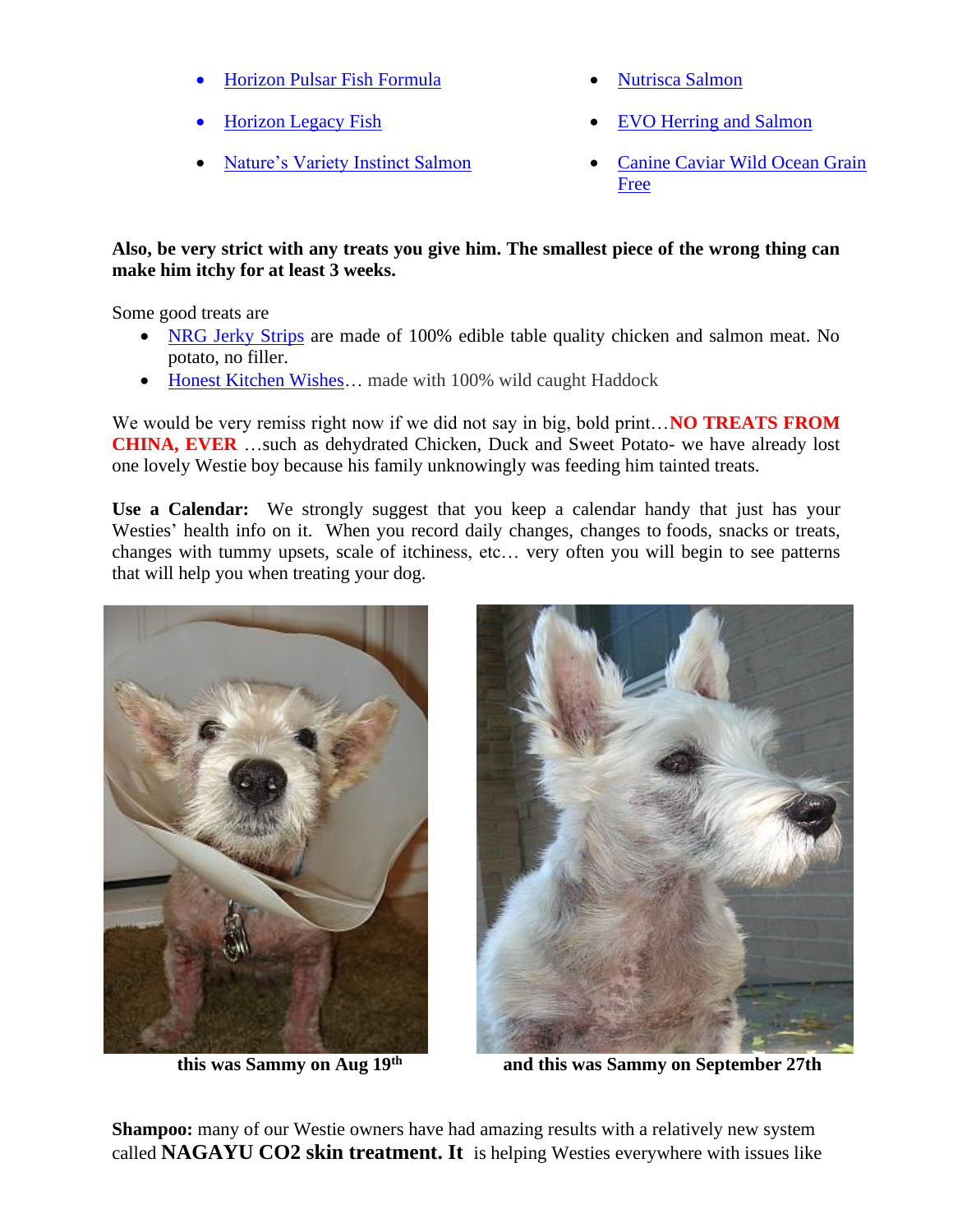- Horizon Pulsar Fish Formula
- Horizon Legacy Fish
- Nature's Variety Instinct Salmon
- Nutrisca Salmon
- EVO Herring and Salmon
- Canine Caviar Wild Ocean Grain Free

**Also, be very strict with any treats you give him. The smallest piece of the wrong thing can make him itchy for at least 3 weeks.**

Some good treats are

- NRG Jerky Strips are made of 100% edible table quality chicken and salmon meat. No potato, no filler.
- Honest Kitchen Wishes… made with 100% wild caught Haddock

We would be very remiss right now if we did not say in big, bold print…**NO TREATS FROM CHINA, EVER** …such as dehydrated Chicken, Duck and Sweet Potato- we have already lost one lovely Westie boy because his family unknowingly was feeding him tainted treats.

**Use a Calendar:** We strongly suggest that you keep a calendar handy that just has your Westies' health info on it. When you record daily changes, changes to foods, snacks or treats, changes with tummy upsets, scale of itchiness, etc… very often you will begin to see patterns that will help you when treating your dog.

**this was Sammy on Aug 19th**

**and this was Sammy on September 27th**

**Shampoo:** many of our Westie owners have had amazing results with a relatively new system called **NAGAYU CO2 skin treatment. It** is helping Westies everywhere with issues like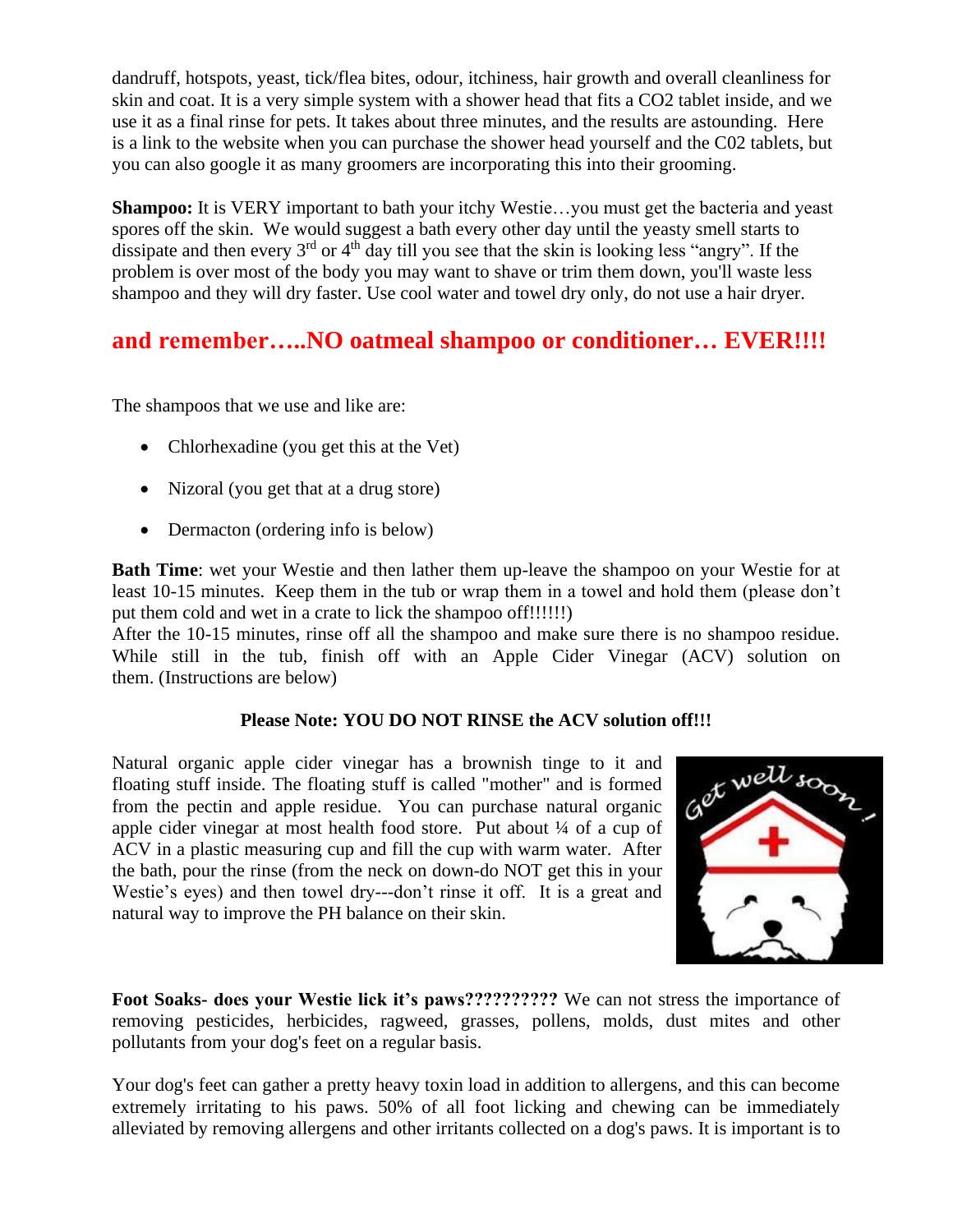dandruff, hotspots, yeast, tick/flea bites, odour, itchiness, hair growth and overall cleanliness for skin and coat. It is a very simple system with a shower head that fits a $CO_2$ tablet inside, and we use it as a final rinse for pets. It takes about three minutes, and the results are astounding. Here is a link to the website when you can purchase the shower head yourself and the C02 tablets, but you can also google it as many groomers are incorporating this into their grooming.

**Shampoo:** It is VERY important to bath your itchy Westie…you must get the bacteria and yeast spores off the skin. We would suggest a bath every other day until the yeasty smell starts to dissipate and then every 3rd or 4th day till you see that the skin is looking less "angry". If the problem is over most of the body you may want to shave or trim them down, you'll waste less shampoo and they will dry faster. Use cool water and towel dry only, do not use a hair dryer.

## and remember…..NO oatmeal shampoo or conditioner… EVER!!!!

The shampoos that we use and like are:

- Chlorhexadine (you get this at the Vet)
- Nizoral (you get that at a drug store)
- Dermacton (ordering info is below)

**Bath Time**: wet your Westie and then lather them up-leave the shampoo on your Westie for at least 10-15 minutes. Keep them in the tub or wrap them in a towel and hold them (please don't put them cold and wet in a crate to lick the shampoo off!!!!!!)
After the 10-15 minutes, rinse off all the shampoo and make sure there is no shampoo residue. While still in the tub, finish off with an Apple Cider Vinegar (ACV) solution on them. (Instructions are below)

**Please Note: YOU DO NOT RINSE the ACV solution off!!!**

Natural organic apple cider vinegar has a brownish tinge to it and floating stuff inside. The floating stuff is called "mother" and is formed from the pectin and apple residue. You can purchase natural organic apple cider vinegar at most health food store. Put about ¼ of a cup of ACV in a plastic measuring cup and fill the cup with warm water. After the bath, pour the rinse (from the neck on down-do NOT get this in your Westie's eyes) and then towel dry---don't rinse it off. It is a great and natural way to improve the PH balance on their skin.

**Foot Soaks- does your Westie lick it's paws??????????** We can not stress the importance of removing pesticides, herbicides, ragweed, grasses, pollens, molds, dust mites and other pollutants from your dog's feet on a regular basis.

Your dog's feet can gather a pretty heavy toxin load in addition to allergens, and this can become extremely irritating to his paws. 50% of all foot licking and chewing can be immediately alleviated by removing allergens and other irritants collected on a dog's paws. It is important is to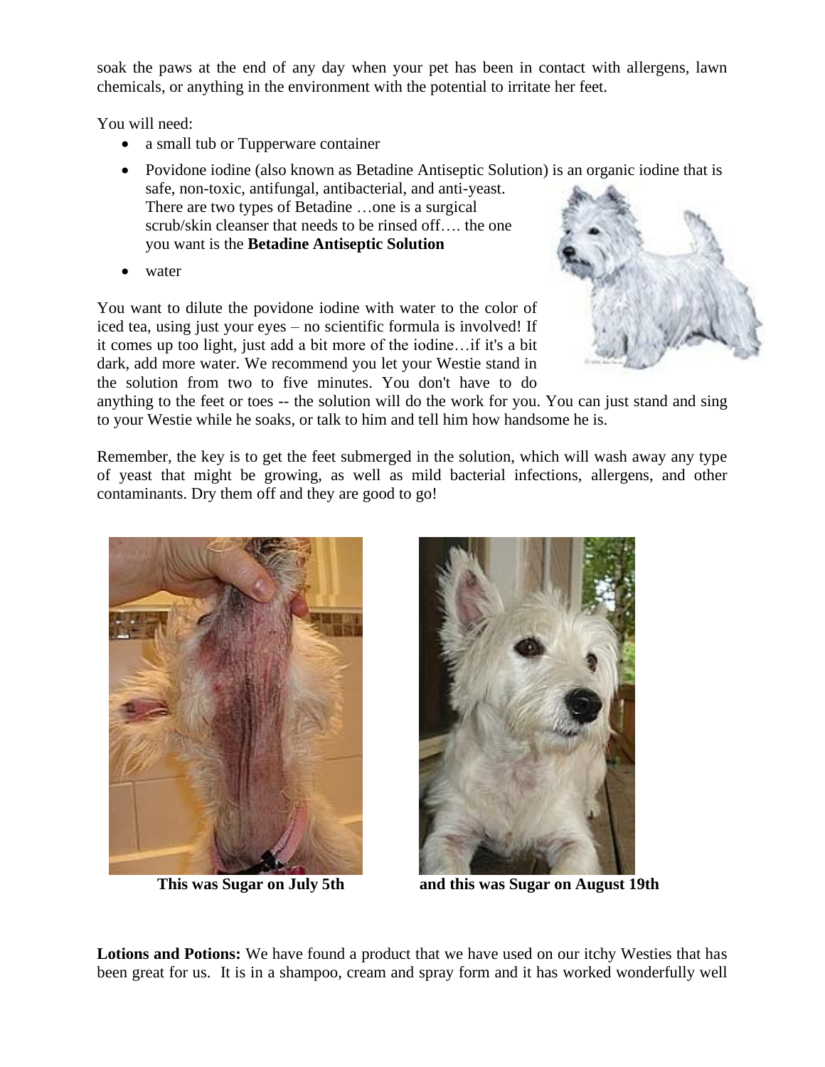soak the paws at the end of any day when your pet has been in contact with allergens, lawn chemicals, or anything in the environment with the potential to irritate her feet.

You will need:

- a small tub or Tupperware container
- Povidone iodine (also known as Betadine Antiseptic Solution) is an organic iodine that is safe, non-toxic, antifungal, antibacterial, and anti-yeast. There are two types of Betadine …one is a surgical scrub/skin cleanser that needs to be rinsed off…. the one you want is the **Betadine Antiseptic Solution**
- water

You want to dilute the povidone iodine with water to the color of iced tea, using just your eyes – no scientific formula is involved! If it comes up too light, just add a bit more of the iodine…if it's a bit dark, add more water. We recommend you let your Westie stand in the solution from two to five minutes. You don't have to do anything to the feet or toes -- the solution will do the work for you. You can just stand and sing to your Westie while he soaks, or talk to him and tell him how handsome he is.

Remember, the key is to get the feet submerged in the solution, which will wash away any type of yeast that might be growing, as well as mild bacterial infections, allergens, and other contaminants. Dry them off and they are good to go!

**This was Sugar on July 5th** **and this was Sugar on August 19th**

**Lotions and Potions:** We have found a product that we have used on our itchy Westies that has been great for us. It is in a shampoo, cream and spray form and it has worked wonderfully well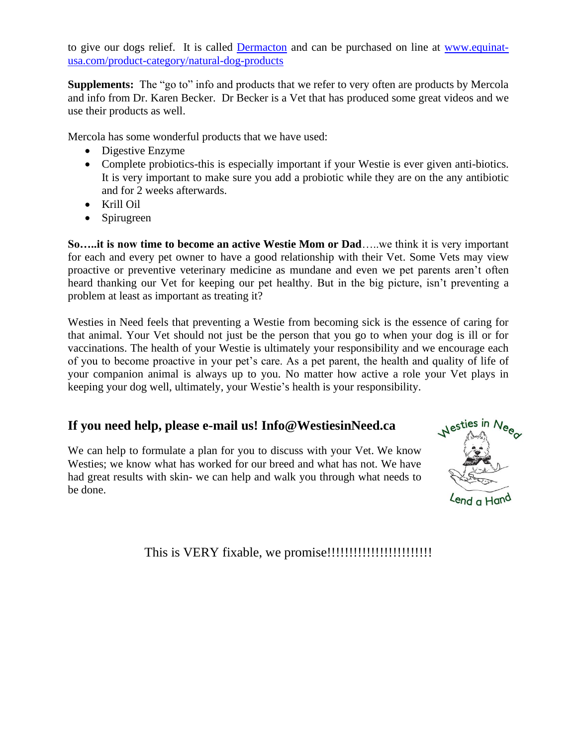to give our dogs relief. It is called [Dermacton](#) and can be purchased on line at [www.equinat-usa.com/product-category/natural-dog-products](http://www.equinat-usa.com/product-category/natural-dog-products)

**Supplements:** The "go to" info and products that we refer to very often are products by Mercola and info from Dr. Karen Becker. Dr Becker is a Vet that has produced some great videos and we use their products as well.

Mercola has some wonderful products that we have used:

- Digestive Enzyme
- Complete probiotics-this is especially important if your Westie is ever given anti-biotics. It is very important to make sure you add a probiotic while they are on the any antibiotic and for 2 weeks afterwards.
- Krill Oil
- Spirugreen

**So…..it is now time to become an active Westie Mom or Dad**…..we think it is very important for each and every pet owner to have a good relationship with their Vet. Some Vets may view proactive or preventive veterinary medicine as mundane and even we pet parents aren't often heard thanking our Vet for keeping our pet healthy. But in the big picture, isn't preventing a problem at least as important as treating it?

Westies in Need feels that preventing a Westie from becoming sick is the essence of caring for that animal. Your Vet should not just be the person that you go to when your dog is ill or for vaccinations. The health of your Westie is ultimately your responsibility and we encourage each of you to become proactive in your pet's care. As a pet parent, the health and quality of life of your companion animal is always up to you. No matter how active a role your Vet plays in keeping your dog well, ultimately, your Westie's health is your responsibility.

## If you need help, please e-mail us! Info@WestiesinNeed.ca

We can help to formulate a plan for you to discuss with your Vet. We know Westies; we know what has worked for our breed and what has not. We have had great results with skin- we can help and walk you through what needs to be done.

Westies in Need

Lend a Hand

This is VERY fixable, we promise!!!!!!!!!!!!!!!!!!!!!!!